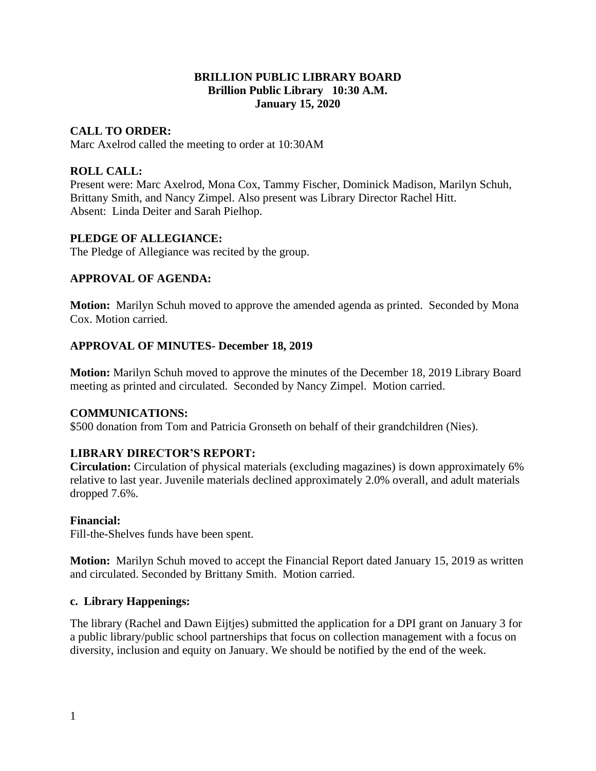**BRILLION PUBLIC LIBRARY BOARD**
**Brillion Public Library 10:30 A.M.**
**January 15, 2020**

**CALL TO ORDER:**
Marc Axelrod called the meeting to order at 10:30AM

**ROLL CALL:**
Present were: Marc Axelrod, Mona Cox, Tammy Fischer, Dominick Madison, Marilyn Schuh, Brittany Smith, and Nancy Zimpel. Also present was Library Director Rachel Hitt.
Absent: Linda Deiter and Sarah Pielhop.

**PLEDGE OF ALLEGIANCE:**
The Pledge of Allegiance was recited by the group.

**APPROVAL OF AGENDA:**

**Motion:** Marilyn Schuh moved to approve the amended agenda as printed. Seconded by Mona Cox. Motion carried.

**APPROVAL OF MINUTES- December 18, 2019**

**Motion:** Marilyn Schuh moved to approve the minutes of the December 18, 2019 Library Board meeting as printed and circulated. Seconded by Nancy Zimpel. Motion carried.

**COMMUNICATIONS:**
$500 donation from Tom and Patricia Gronseth on behalf of their grandchildren (Nies).

**LIBRARY DIRECTOR'S REPORT:**
**Circulation:** Circulation of physical materials (excluding magazines) is down approximately 6% relative to last year. Juvenile materials declined approximately 2.0% overall, and adult materials dropped 7.6%.

**Financial:**
Fill-the-Shelves funds have been spent.

**Motion:** Marilyn Schuh moved to accept the Financial Report dated January 15, 2019 as written and circulated. Seconded by Brittany Smith. Motion carried.

**c. Library Happenings:**

The library (Rachel and Dawn Eijtjes) submitted the application for a DPI grant on January 3 for a public library/public school partnerships that focus on collection management with a focus on diversity, inclusion and equity on January. We should be notified by the end of the week.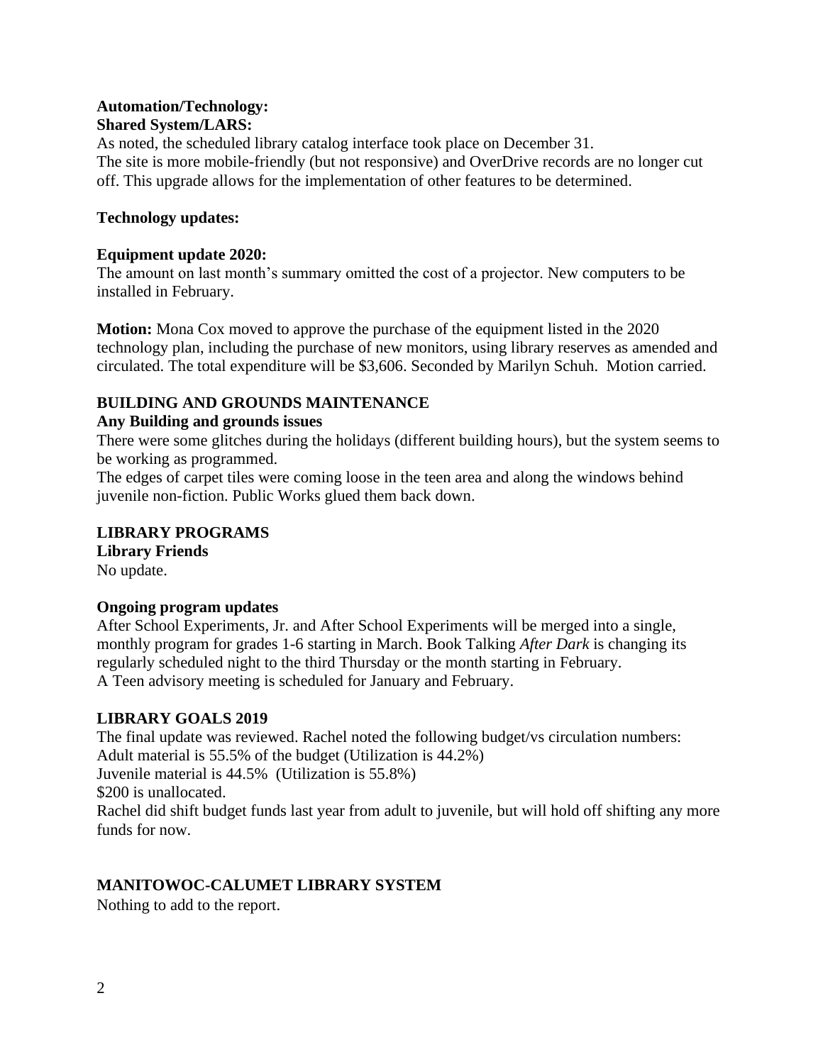**Automation/Technology:**
**Shared System/LARS:**

As noted, the scheduled library catalog interface took place on December 31.
The site is more mobile-friendly (but not responsive) and OverDrive records are no longer cut off. This upgrade allows for the implementation of other features to be determined.

**Technology updates:**

**Equipment update 2020:**

The amount on last month's summary omitted the cost of a projector. New computers to be installed in February.

**Motion:** Mona Cox moved to approve the purchase of the equipment listed in the 2020 technology plan, including the purchase of new monitors, using library reserves as amended and circulated. The total expenditure will be $3,606. Seconded by Marilyn Schuh. Motion carried.

## BUILDING AND GROUNDS MAINTENANCE

**Any Building and grounds issues**

There were some glitches during the holidays (different building hours), but the system seems to be working as programmed.
The edges of carpet tiles were coming loose in the teen area and along the windows behind juvenile non-fiction. Public Works glued them back down.

## LIBRARY PROGRAMS

**Library Friends**

No update.

**Ongoing program updates**

After School Experiments, Jr. and After School Experiments will be merged into a single, monthly program for grades 1-6 starting in March. Book Talking *After Dark* is changing its regularly scheduled night to the third Thursday or the month starting in February.
A Teen advisory meeting is scheduled for January and February.

## LIBRARY GOALS 2019

The final update was reviewed. Rachel noted the following budget/vs circulation numbers:
Adult material is 55.5% of the budget (Utilization is 44.2%)
Juvenile material is 44.5% (Utilization is 55.8%)
$200 is unallocated.
Rachel did shift budget funds last year from adult to juvenile, but will hold off shifting any more funds for now.

## MANITOWOC-CALUMET LIBRARY SYSTEM

Nothing to add to the report.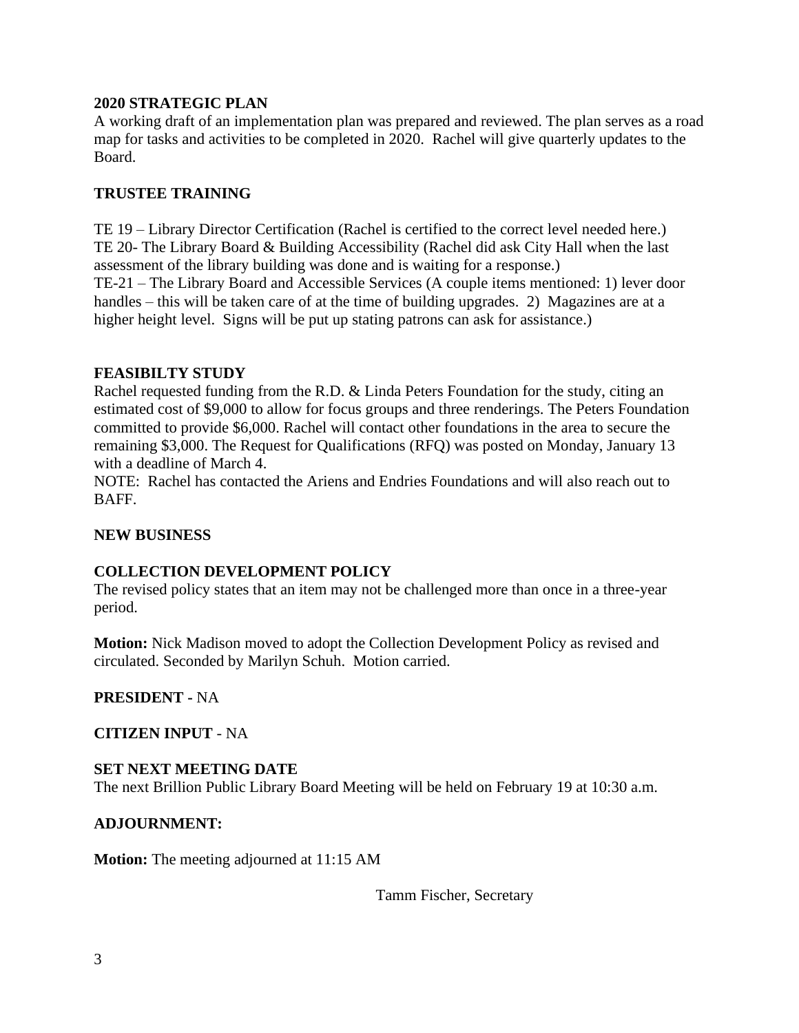**2020 STRATEGIC PLAN**

A working draft of an implementation plan was prepared and reviewed. The plan serves as a road map for tasks and activities to be completed in 2020. Rachel will give quarterly updates to the Board.

**TRUSTEE TRAINING**

TE 19 – Library Director Certification (Rachel is certified to the correct level needed here.)
TE 20- The Library Board & Building Accessibility (Rachel did ask City Hall when the last assessment of the library building was done and is waiting for a response.)
TE-21 – The Library Board and Accessible Services (A couple items mentioned: 1) lever door handles – this will be taken care of at the time of building upgrades. 2) Magazines are at a higher height level. Signs will be put up stating patrons can ask for assistance.)

**FEASIBILTY STUDY**

Rachel requested funding from the R.D. & Linda Peters Foundation for the study, citing an estimated cost of $9,000 to allow for focus groups and three renderings. The Peters Foundation committed to provide $6,000. Rachel will contact other foundations in the area to secure the remaining $3,000. The Request for Qualifications (RFQ) was posted on Monday, January 13 with a deadline of March 4.
NOTE: Rachel has contacted the Ariens and Endries Foundations and will also reach out to BAFF.

**NEW BUSINESS**

**COLLECTION DEVELOPMENT POLICY**

The revised policy states that an item may not be challenged more than once in a three-year period.

**Motion:** Nick Madison moved to adopt the Collection Development Policy as revised and circulated. Seconded by Marilyn Schuh. Motion carried.

**PRESIDENT -** NA

**CITIZEN INPUT** - NA

**SET NEXT MEETING DATE**

The next Brillion Public Library Board Meeting will be held on February 19 at 10:30 a.m.

**ADJOURNMENT:**

**Motion:** The meeting adjourned at 11:15 AM

Tamm Fischer, Secretary